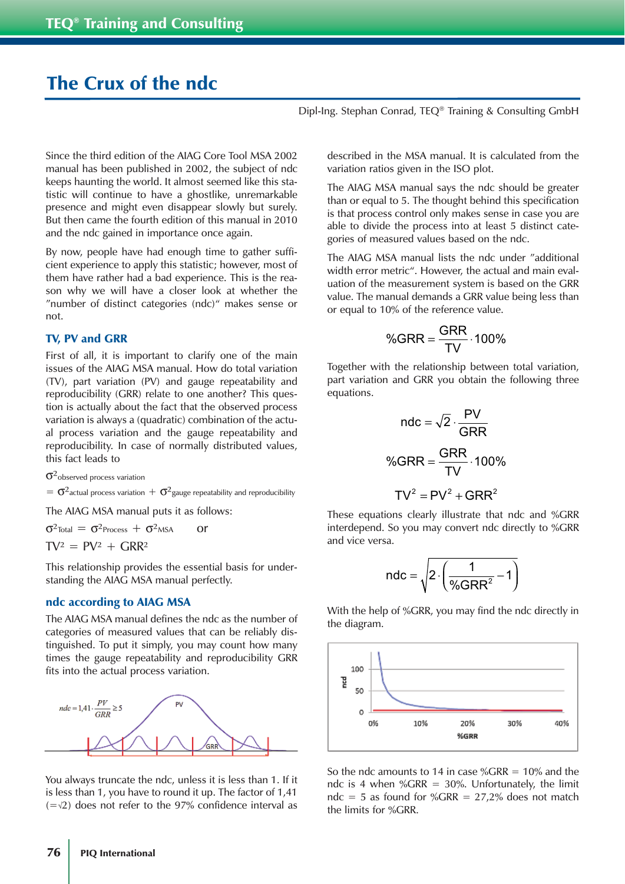# The Crux of the ndc

Dipl-Ing. Stephan Conrad, TEQ® Training & Consulting GmbH

Since the third edition of the AIAG Core Tool MSA 2002 manual has been published in 2002, the subject of ndc keeps haunting the world. It almost seemed like this statistic will continue to have a ghostlike, unremarkable presence and might even disappear slowly but surely. But then came the fourth edition of this manual in 2010 and the ndc gained in importance once again.

By now, people have had enough time to gather sufficient experience to apply this statistic; however, most of them have rather had a bad experience. This is the reason why we will have a closer look at whether the "number of distinct categories (ndc)" makes sense or not.

## TV, PV and GRR

First of all, it is important to clarify one of the main issues of the AIAG MSA manual. How do total variation (TV), part variation (PV) and gauge repeatability and reproducibility (GRR) relate to one another? This question is actually about the fact that the observed process variation is always a (quadratic) combination of the actual process variation and the gauge repeatability and reproducibility. In case of normally distributed values, this fact leads to

$$\sigma^2_{\text{observed process variation}} = \sigma^2_{\text{actual process variation}} + \sigma^2_{\text{gauge repeatability and reproducibility}}$$

The AIAG MSA manual puts it as follows:

$$\sigma^2_{\text{Total}} = \sigma^2_{\text{Process}} + \sigma^2_{\text{MSA}} \quad \text{or}$$

$$TV^2 = PV^2 + GRR^2$$

This relationship provides the essential basis for understanding the AIAG MSA manual perfectly.

## ndc according to AIAG MSA

The AIAG MSA manual defines the ndc as the number of categories of measured values that can be reliably distinguished. To put it simply, you may count how many times the gauge repeatability and reproducibility GRR fits into the actual process variation.

$$ndc = 1{,}41 \cdot \frac{PV}{GRR} \geq 5$$

You always truncate the ndc, unless it is less than 1. If it is less than 1, you have to round it up. The factor of 1,41 ($=\sqrt{2}$) does not refer to the 97% confidence interval as described in the MSA manual. It is calculated from the variation ratios given in the ISO plot.

The AIAG MSA manual says the ndc should be greater than or equal to 5. The thought behind this specification is that process control only makes sense in case you are able to divide the process into at least 5 distinct categories of measured values based on the ndc.

The AIAG MSA manual lists the ndc under "additional width error metric". However, the actual and main evaluation of the measurement system is based on the GRR value. The manual demands a GRR value being less than or equal to 10% of the reference value.

$$\%GRR = \frac{GRR}{TV} \cdot 100\%$$

Together with the relationship between total variation, part variation and GRR you obtain the following three equations.

$$ndc = \sqrt{2} \cdot \frac{PV}{GRR}$$

$$\%GRR = \frac{GRR}{TV} \cdot 100\%$$

$$TV^2 = PV^2 + GRR^2$$

These equations clearly illustrate that ndc and %GRR interdepend. So you may convert ndc directly to %GRR and vice versa.

$$ndc = \sqrt{2 \cdot \left(\frac{1}{\%GRR^2} - 1\right)}$$

With the help of %GRR, you may find the ndc directly in the diagram.

So the ndc amounts to 14 in case %GRR = 10% and the ndc is 4 when %GRR = 30%. Unfortunately, the limit ndc = 5 as found for %GRR = 27,2% does not match the limits for %GRR.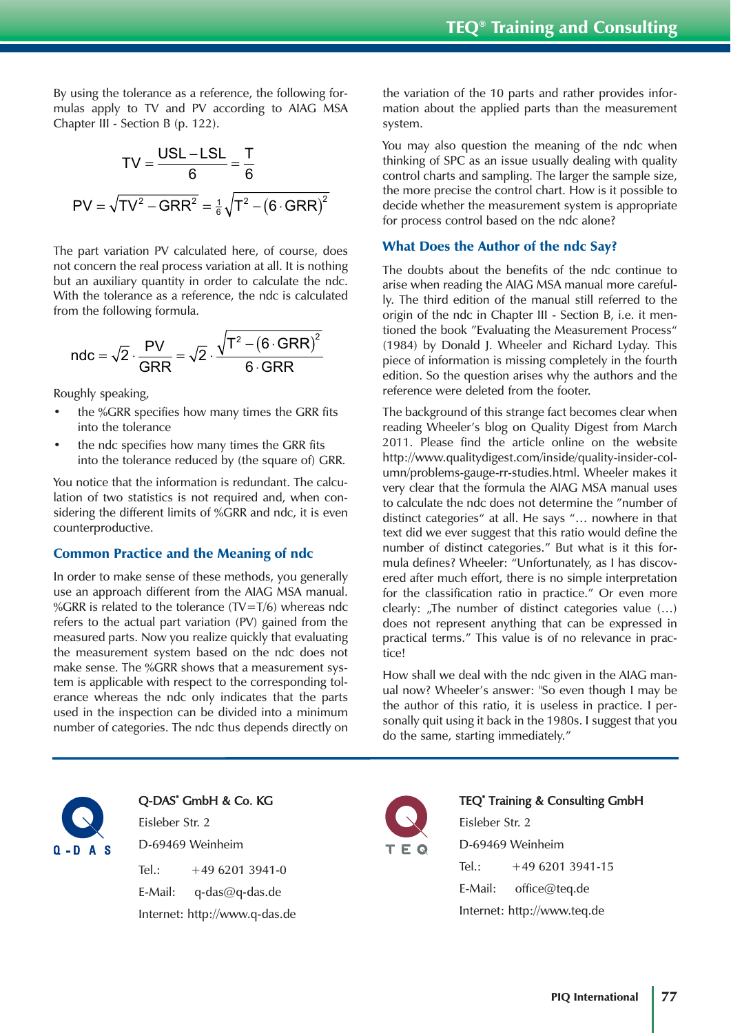By using the tolerance as a reference, the following formulas apply to TV and PV according to AIAG MSA Chapter III - Section B (p. 122).

$$TV = \frac{USL - LSL}{6} = \frac{T}{6}$$

$$PV = \sqrt{TV^2 - GRR^2} = \tfrac{1}{6}\sqrt{T^2 - (6 \cdot GRR)^2}$$

The part variation PV calculated here, of course, does not concern the real process variation at all. It is nothing but an auxiliary quantity in order to calculate the ndc. With the tolerance as a reference, the ndc is calculated from the following formula.

$$ndc = \sqrt{2} \cdot \frac{PV}{GRR} = \sqrt{2} \cdot \frac{\sqrt{T^2 - (6 \cdot GRR)^2}}{6 \cdot GRR}$$

Roughly speaking,

- the %GRR specifies how many times the GRR fits into the tolerance
- the ndc specifies how many times the GRR fits into the tolerance reduced by (the square of) GRR.

You notice that the information is redundant. The calculation of two statistics is not required and, when considering the different limits of %GRR and ndc, it is even counterproductive.

## Common Practice and the Meaning of ndc

In order to make sense of these methods, you generally use an approach different from the AIAG MSA manual. %GRR is related to the tolerance (TV=T/6) whereas ndc refers to the actual part variation (PV) gained from the measured parts. Now you realize quickly that evaluating the measurement system based on the ndc does not make sense. The %GRR shows that a measurement system is applicable with respect to the corresponding tolerance whereas the ndc only indicates that the parts used in the inspection can be divided into a minimum number of categories. The ndc thus depends directly on the variation of the 10 parts and rather provides information about the applied parts than the measurement system.

You may also question the meaning of the ndc when thinking of SPC as an issue usually dealing with quality control charts and sampling. The larger the sample size, the more precise the control chart. How is it possible to decide whether the measurement system is appropriate for process control based on the ndc alone?

## What Does the Author of the ndc Say?

The doubts about the benefits of the ndc continue to arise when reading the AIAG MSA manual more carefully. The third edition of the manual still referred to the origin of the ndc in Chapter III - Section B, i.e. it mentioned the book "Evaluating the Measurement Process" (1984) by Donald J. Wheeler and Richard Lyday. This piece of information is missing completely in the fourth edition. So the question arises why the authors and the reference were deleted from the footer.

The background of this strange fact becomes clear when reading Wheeler's blog on Quality Digest from March 2011. Please find the article online on the website http://www.qualitydigest.com/inside/quality-insider-column/problems-gauge-rr-studies.html. Wheeler makes it very clear that the formula the AIAG MSA manual uses to calculate the ndc does not determine the "number of distinct categories" at all. He says "… nowhere in that text did we ever suggest that this ratio would define the number of distinct categories." But what is it this formula defines? Wheeler: "Unfortunately, as I has discovered after much effort, there is no simple interpretation for the classification ratio in practice." Or even more clearly: „The number of distinct categories value (…) does not represent anything that can be expressed in practical terms." This value is of no relevance in practice!

How shall we deal with the ndc given in the AIAG manual now? Wheeler's answer: "So even though I may be the author of this ratio, it is useless in practice. I personally quit using it back in the 1980s. I suggest that you do the same, starting immediately."

**Q-DAS® GmbH & Co. KG**
Eisleber Str. 2
D-69469 Weinheim
Tel.: +49 6201 3941-0
E-Mail: q-das@q-das.de
Internet: http://www.q-das.de

**TEQ® Training & Consulting GmbH**
Eisleber Str. 2
D-69469 Weinheim
Tel.: +49 6201 3941-15
E-Mail: office@teq.de
Internet: http://www.teq.de